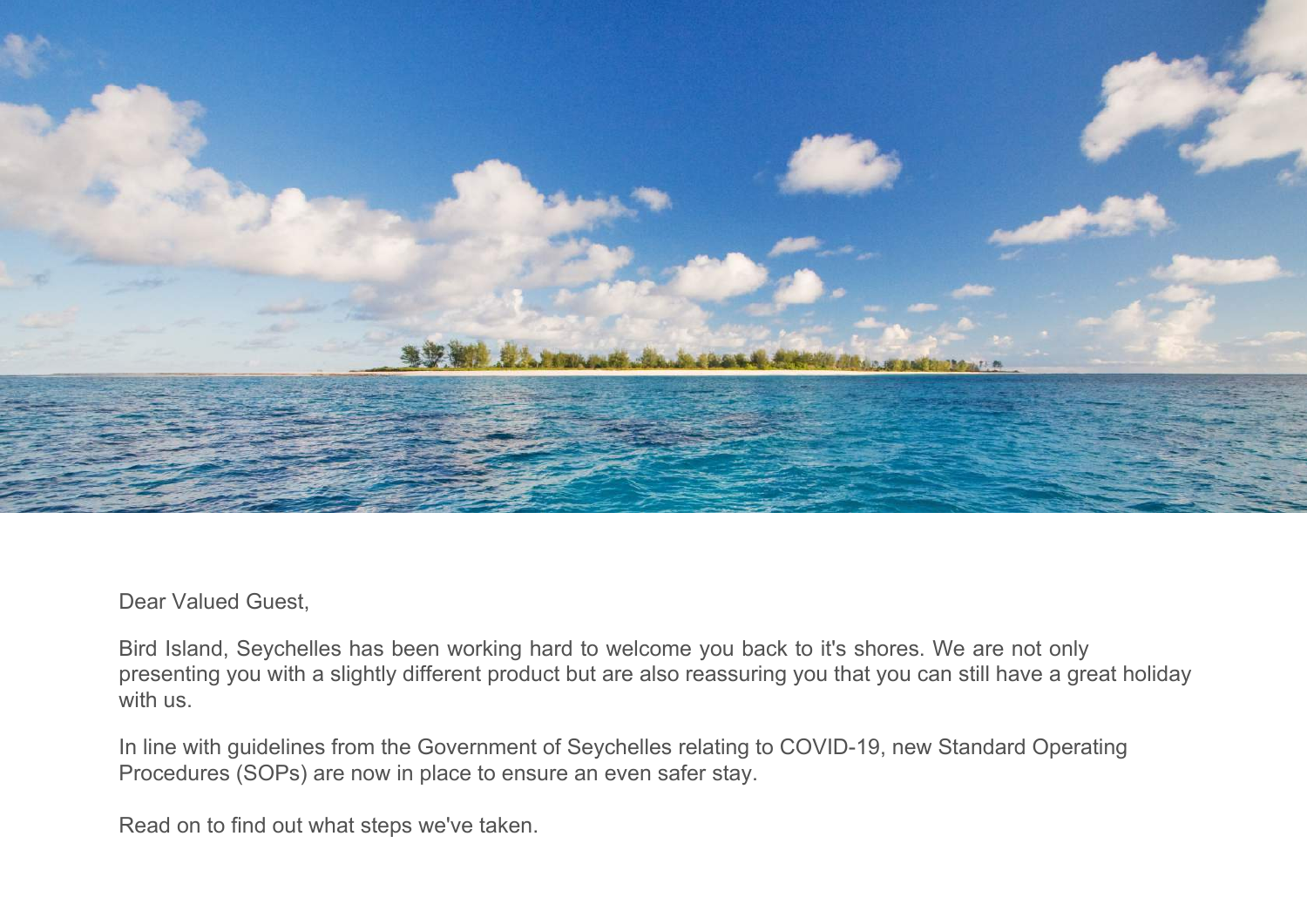Dear Valued Guest,

Bird Island, Seychelles has been working hard to welcome you back to it's shores. We are not only presenting you with a slightly different product but are also reassuring you that you can still have a great holiday with us.

In line with guidelines from the Government of Seychelles relating to COVID-19, new Standard Operating Procedures (SOPs) are now in place to ensure an even safer stay.

Read on to find out what steps we've taken.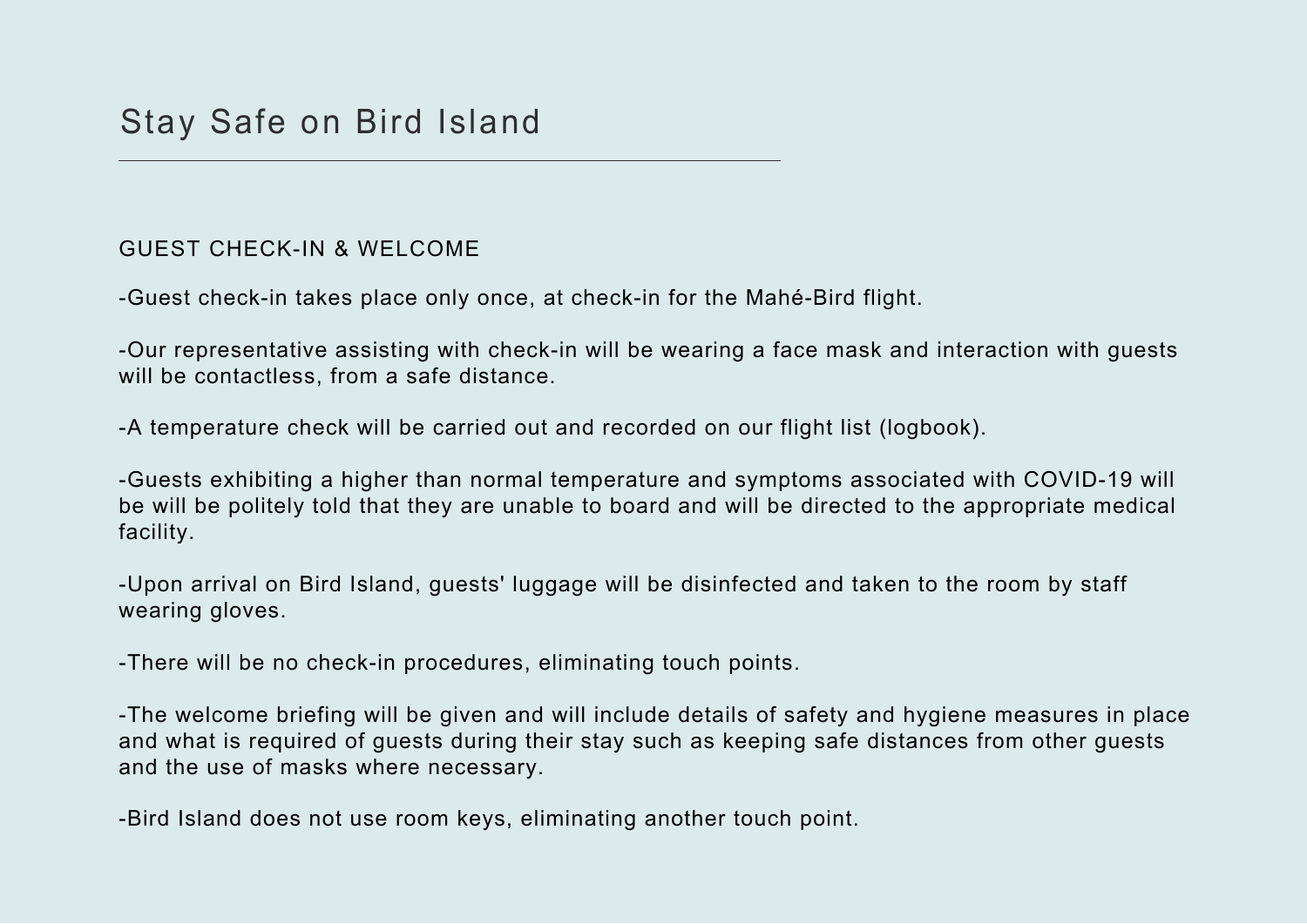# Stay Safe on Bird Island

## GUEST CHECK-IN & WELCOME

-Guest check-in takes place only once, at check-in for the Mahé-Bird flight.

-Our representative assisting with check-in will be wearing a face mask and interaction with guests will be contactless, from a safe distance.

-A temperature check will be carried out and recorded on our flight list (logbook).

-Guests exhibiting a higher than normal temperature and symptoms associated with COVID-19 will be will be politely told that they are unable to board and will be directed to the appropriate medical facility.

-Upon arrival on Bird Island, guests' luggage will be disinfected and taken to the room by staff wearing gloves.

-There will be no check-in procedures, eliminating touch points.

-The welcome briefing will be given and will include details of safety and hygiene measures in place and what is required of guests during their stay such as keeping safe distances from other guests and the use of masks where necessary.

-Bird Island does not use room keys, eliminating another touch point.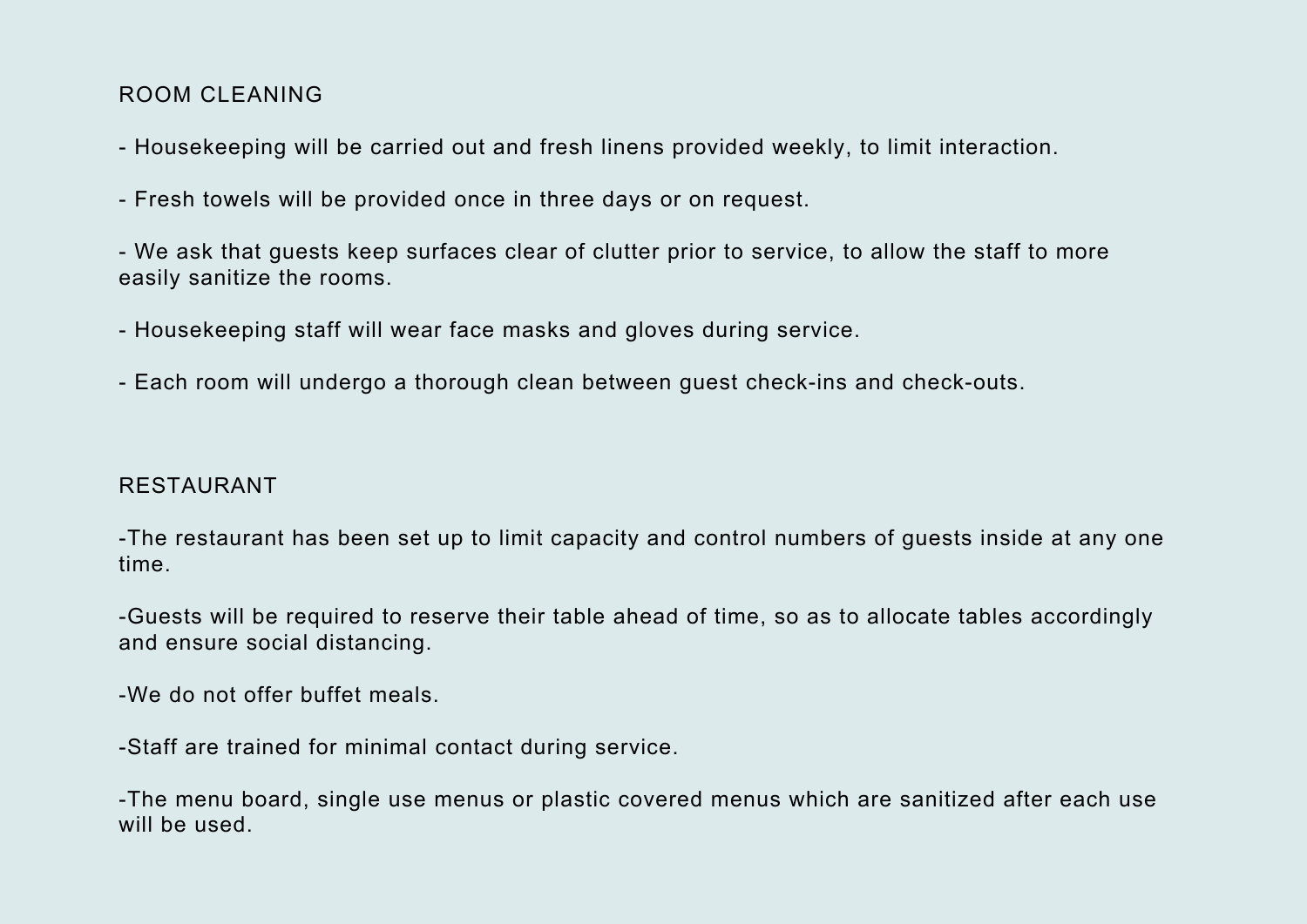## ROOM CLEANING

- Housekeeping will be carried out and fresh linens provided weekly, to limit interaction.

- Fresh towels will be provided once in three days or on request.

- We ask that guests keep surfaces clear of clutter prior to service, to allow the staff to more easily sanitize the rooms.

- Housekeeping staff will wear face masks and gloves during service.

- Each room will undergo a thorough clean between guest check-ins and check-outs.

## RESTAURANT

- The restaurant has been set up to limit capacity and control numbers of guests inside at any one time.

- Guests will be required to reserve their table ahead of time, so as to allocate tables accordingly and ensure social distancing.

- We do not offer buffet meals.

- Staff are trained for minimal contact during service.

- The menu board, single use menus or plastic covered menus which are sanitized after each use will be used.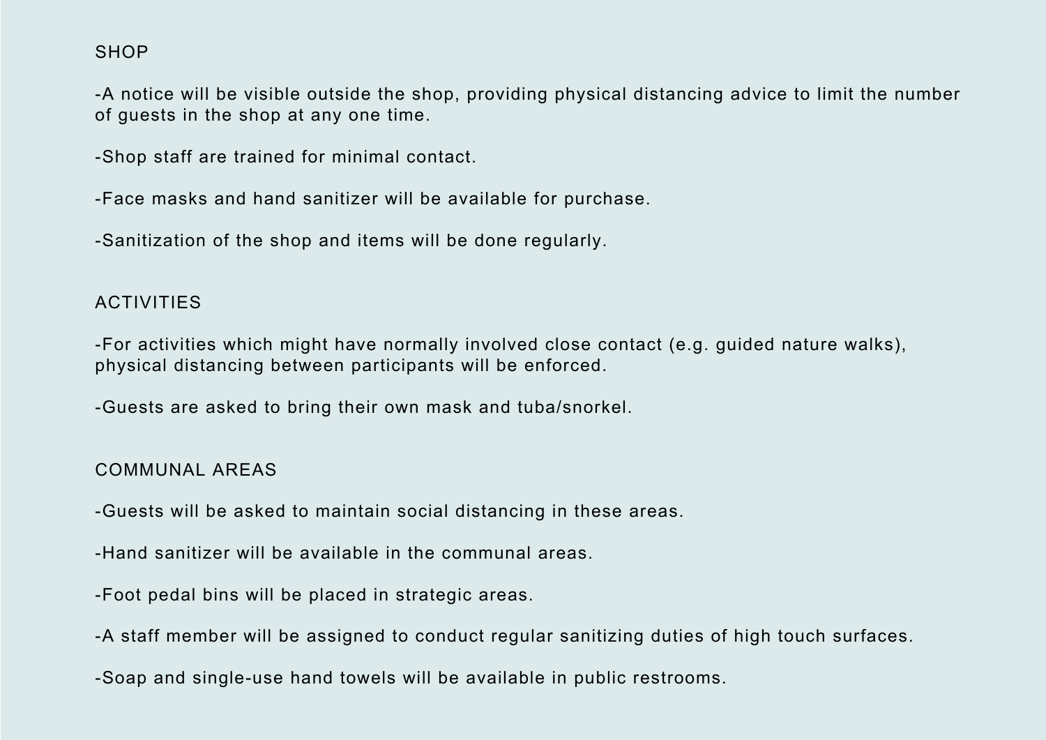## SHOP

-A notice will be visible outside the shop, providing physical distancing advice to limit the number of guests in the shop at any one time.

-Shop staff are trained for minimal contact.

-Face masks and hand sanitizer will be available for purchase.

-Sanitization of the shop and items will be done regularly.

## ACTIVITIES

-For activities which might have normally involved close contact (e.g. guided nature walks), physical distancing between participants will be enforced.

-Guests are asked to bring their own mask and tuba/snorkel.

## COMMUNAL AREAS

-Guests will be asked to maintain social distancing in these areas.

-Hand sanitizer will be available in the communal areas.

-Foot pedal bins will be placed in strategic areas.

-A staff member will be assigned to conduct regular sanitizing duties of high touch surfaces.

-Soap and single-use hand towels will be available in public restrooms.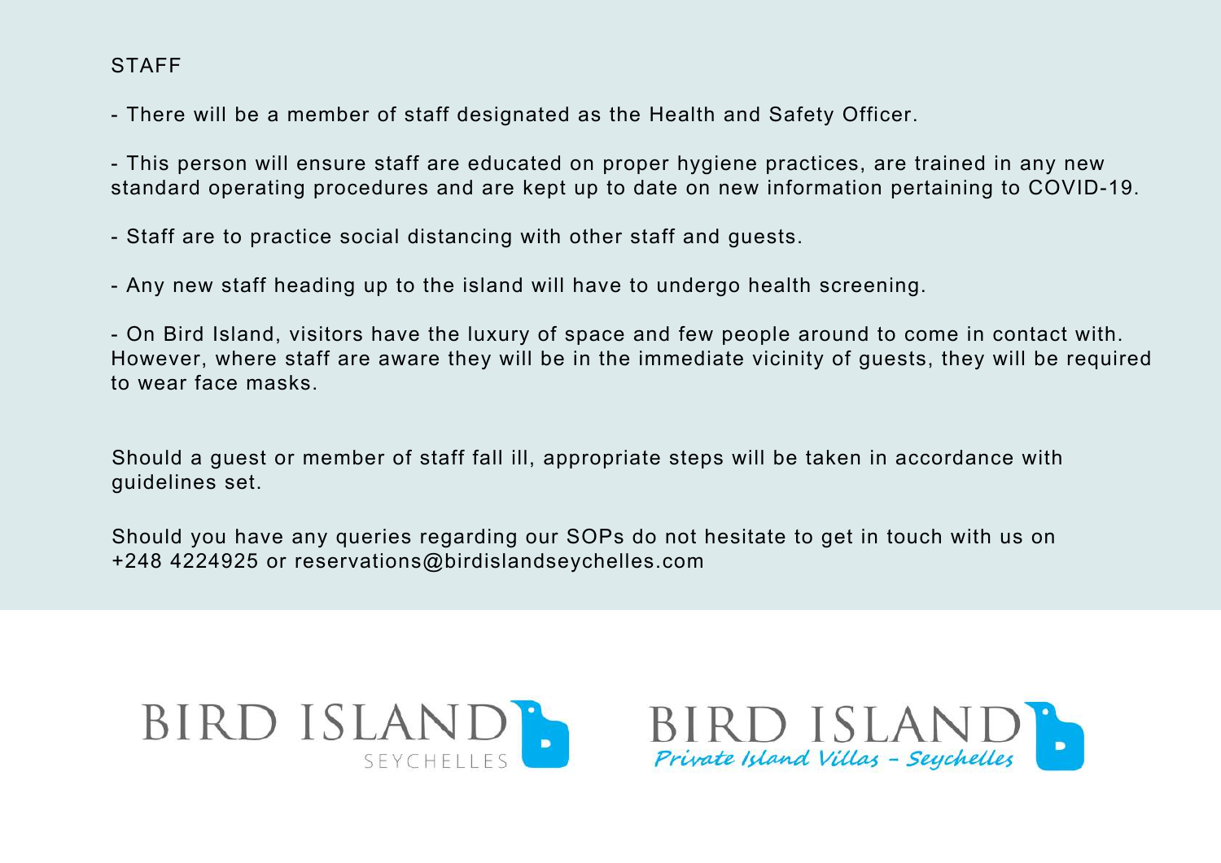## STAFF

- There will be a member of staff designated as the Health and Safety Officer.

- This person will ensure staff are educated on proper hygiene practices, are trained in any new standard operating procedures and are kept up to date on new information pertaining to COVID-19.

- Staff are to practice social distancing with other staff and guests.

- Any new staff heading up to the island will have to undergo health screening.

- On Bird Island, visitors have the luxury of space and few people around to come in contact with. However, where staff are aware they will be in the immediate vicinity of guests, they will be required to wear face masks.

Should a guest or member of staff fall ill, appropriate steps will be taken in accordance with guidelines set.

Should you have any queries regarding our SOPs do not hesitate to get in touch with us on +248 4224925 or reservations@birdislandseychelles.com

BIRD ISLAND SEYCHELLES

BIRD ISLAND *Private Island Villas - Seychelles*